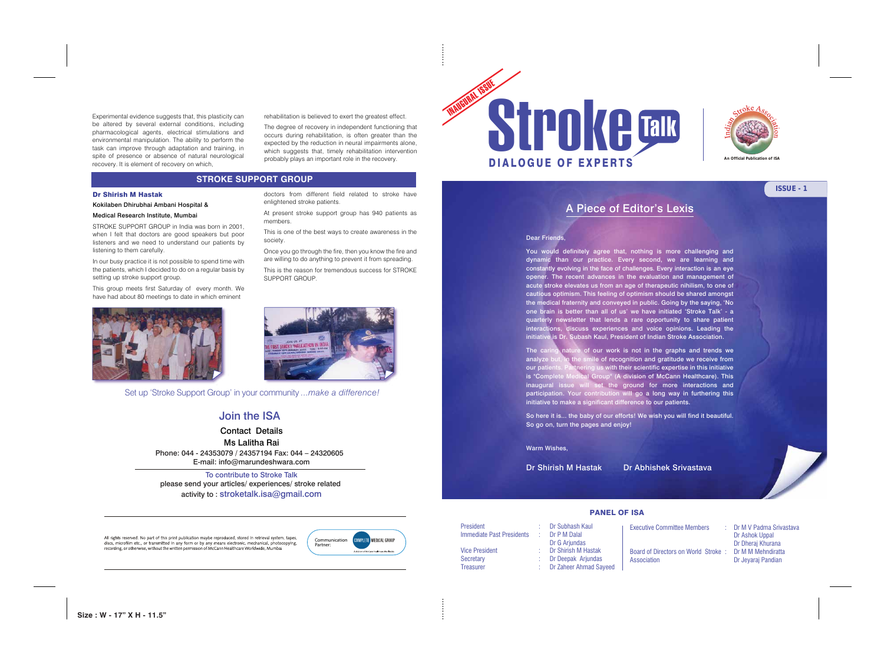Experimental evidence suggests that, this plasticity can be altered by several external conditions, including pharmacological agents, electrical stimulations and environmental manipulation. The ability to perform the task can improve through adaptation and training, in spite of presence or absence of natural neurological recovery. It is element of recovery on which, rehabilitation is believed to exert the greatest effect.

The degree of recovery in independent functioning that occurs during rehabilitation, is often greater than the expected by the reduction in neural impairments alone, which suggests that, timely rehabilitation intervention probably plays an important role in the recovery.

## STROKE SUPPORT GROUP

**Dr Shirish M Hastak**

**Kokilaben Dhirubhai Ambani Hospital &**

**Medical Research Institute, Mumbai**

STROKE SUPPORT GROUP in India was born in 2001, when I felt that doctors are good speakers but poor listeners and we need to understand our patients by listening to them carefully.

In our busy practice it is not possible to spend time with the patients, which I decided to do on a regular basis by setting up stroke support group.

This group meets first Saturday of every month. We have had about 80 meetings to date in which eminent doctors from different field related to stroke have enlightened stroke patients.

At present stroke support group has 940 patients as members.

This is one of the best ways to create awareness in the society.

Once you go through the fire, then you know the fire and are willing to do anything to prevent it from spreading.

This is the reason for tremendous success for STROKE SUPPORT GROUP.

Set up 'Stroke Support Group' in your community ...*make a difference!*

## Join the ISA

**Contact Details**

**Ms Lalitha Rai**

Phone: 044 - 24353079 / 24357194 Fax: 044 – 24320605

E-mail: info@marundeshwara.com

To contribute to Stroke Talk

please send your articles/ experiences/ stroke related activity to : stroketalk.isa@gmail.com

All rights reserved. No part of this print publication maybe reproduced, stored in retrieval system, tapes, discs, microfilm etc., or transmitted in any form or by any means electronic, mechanical, photocopying, recording, or otherwise, without the written permission of McCann Healthcare Worldwide, Mumbai

Communication Partner: COMPLETE MEDICAL GROUP

INAUGURAL ISSUE

# Stroke Talk

**DIALOGUE OF EXPERTS**

Indian Stroke Association

An Official Publication of ISA

**ISSUE - 1**

## A Piece of Editor's Lexis

Dear Friends,

You would definitely agree that, nothing is more challenging and dynamic than our practice. Every second, we are learning and constantly evolving in the face of challenges. Every interaction is an eye opener. The recent advances in the evaluation and management of acute stroke elevates us from an age of therapeutic nihilism, to one of cautious optimism. This feeling of optimism should be shared amongst the medical fraternity and conveyed in public. Going by the saying, 'No one brain is better than all of us' we have initiated 'Stroke Talk' - a quarterly newsletter that lends a rare opportunity to share patient interactions, discuss experiences and voice opinions. Leading the initiative is Dr. Subash Kaul, President of Indian Stroke Association.

The caring nature of our work is not in the graphs and trends we analyze but, in the smile of recognition and gratitude we receive from our patients. Partnering us with their scientific expertise in this initiative is "Complete Medical Group" (A division of McCann Healthcare). This inaugural issue will set the ground for more interactions and participation. Your contribution will go a long way in furthering this initiative to make a significant difference to our patients.

So here it is... the baby of our efforts! We wish you will find it beautiful. So go on, turn the pages and enjoy!

Warm Wishes,

Dr Shirish M Hastak          Dr Abhishek Srivastava

### PANEL OF ISA

| | | |
|---|---|---|
| President | : | Dr Subhash Kaul |
| Immediate Past Presidents | : | Dr P M Dalal |
| | | Dr G Arjundas |
| Vice President | : | Dr Shirish M Hastak |
| Secretary | : | Dr Deepak Arjundas |
| Treasurer | : | Dr Zaheer Ahmad Sayeed |
| Executive Committee Members | : | Dr M V Padma Srivastava |
| | | Dr Ashok Uppal |
| | | Dr Dheraj Khurana |
| Board of Directors on World Stroke Association | : | Dr M M Mehndiratta |
| | | Dr Jeyaraj Pandian |

Size : W - 17" X H - 11.5"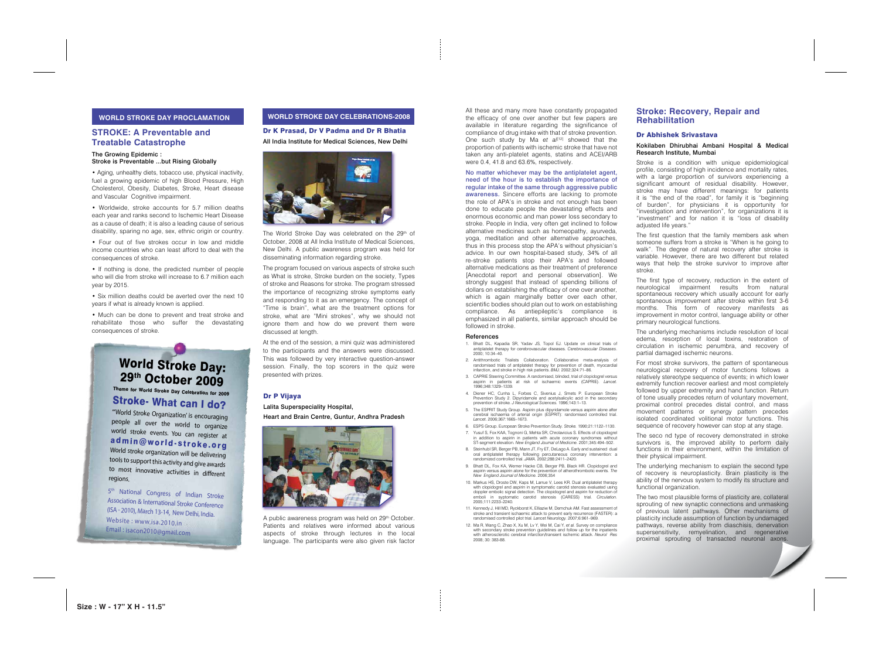## WORLD STROKE DAY PROCLAMATION

## STROKE: A Preventable and Treatable Catastrophe

**The Growing Epidemic : Stroke is Preventable ...but Rising Globally**

- Aging, unhealthy diets, tobacco use, physical inactivity, fuel a growing epidemic of high Blood Pressure, High Cholesterol, Obesity, Diabetes, Stroke, Heart disease and Vascular Cognitive impairment.
- Worldwide, stroke accounts for 5.7 million deaths each year and ranks second to Ischemic Heart Disease as a cause of death; it is also a leading cause of serious disability, sparing no age, sex, ethnic origin or country.
- Four out of five strokes occur in low and middle income countries who can least afford to deal with the consequences of stroke.
- If nothing is done, the predicted number of people who will die from stroke will increase to 6.7 million each year by 2015.
- Six million deaths could be averted over the next 10 years if what is already known is applied.
- Much can be done to prevent and treat stroke and rehabilitate those who suffer the devastating consequences of stroke.

**World Stroke Day: 29th October 2009**

Theme for World Stroke Day Celebration for 2009

**Stroke- What can I do?**

"World Stroke Organization' is encouraging people all over the world to organize world stroke events. You can register at **admin@world-stroke.org** World stroke organization will be delivering tools to support this activity and give awards to most innovative activities in different regions.

5th National Congress of Indian Stroke Association & International Stroke Conference (ISA - 2010), March 13-14, New Delhi, India.
Website : www.isa.2010.in
Email : isacon2010@gmail.com

## WORLD STROKE DAY CELEBRATIONS-2008

### Dr K Prasad, Dr V Padma and Dr R Bhatia

All India Institute for Medical Sciences, New Delhi

The World Stroke Day was celebrated on the 29th of October, 2008 at All India Institute of Medical Sciences, New Delhi. A public awareness program was held for disseminating information regarding stroke.

The program focused on various aspects of stroke such as What is stroke, Stroke burden on the society, Types of stroke and Reasons for stroke. The program stressed the importance of recognizing stroke symptoms early and responding to it as an emergency. The concept of "Time is brain", what are the treatment options for stroke, what are "Mini strokes", why we should not ignore them and how do we prevent them were discussed at length.

At the end of the session, a mini quiz was administered to the participants and the answers were discussed. This was followed by very interactive question-answer session. Finally, the top scorers in the quiz were presented with prizes.

### Dr P Vijaya

Lalita Superspeciality Hospital,
Heart and Brain Centre, Guntur, Andhra Pradesh

A public awareness program was held on 29th October. Patients and relatives were informed about various aspects of stroke through lectures in the local language. The participants were also given risk factor

All these and many more have constantly propagated the efficacy of one over another but few papers are available in literature regarding the significance of compliance of drug intake with that of stroke prevention. One such study by Ma *et al*[12] showed that the proportion of patients with ischemic stroke that have not taken any anti-platelet agents, statins and ACEI/ARB were 0.4, 41.8 and 63.6%, respectively.

**No matter whichever may be the antiplatelet agent, need of the hour is to establish the importance of regular intake of the same through aggressive public awareness.** Sincere efforts are lacking to promote the role of APA's in stroke and not enough has been done to educate people the devastating effects and enormous economic and man power loss secondary to stroke. People in India, very often get inclined to follow alternative medicines such as homeopathy, ayurveda, yoga, meditation and other alternative approaches, thus in this process stop the APA's without physician's advice. In our own hospital-based study, 34% of all re-stroke patients stop their APA's and followed alternative medications as their treatment of preference [Anecdotal report and personal observation]. We strongly suggest that instead of spending billions of dollars on establishing the efficacy of one over another, which is again marginally better over each other, scientific bodies should plan out to work on establishing compliance. As antiepileptic's compliance is emphasized in all patients, similar approach should be followed in stroke.

### References

1. Bhatt DL, Kapadia SR, Yadav JS, Topol EJ. Update on clinical trials of antiplatelet therapy for cerebrovascular diseases. *Cerebrovascular Diseases*. 2000; 10:34–40.
2. Antithrombotic Trialists Collaboration. Collaborative meta-analysis of randomised trials of antiplatelet therapy for prevention of death, myocardial infarction, and stroke in high risk patients. *BMJ*. 2002;324:71–86.
3. CAPRIE Steering Committee. A randomised, blinded, trial of clopidogrel versus aspirin in patients at risk of ischaemic events (CAPRIE). *Lancet*. 1996;348:1329–1339.
4. Diener HC, Cunha L, Forbes C, Sivenius J, Smets P. European Stroke Prevention Study 2. Dipyridamole and acetylsalicylic acid in the secondary prevention of stroke. *J Neurological Sciences*. 1996;143:1–13.
5. The ESPRIT Study Group. Aspirin plus dipyridamole versus aspirin alone after cerebral ischaemia of arterial origin (ESPRIT): randomised controlled trial. *Lancet*. 2006;367:1665–1673.
6. ESPS Group. European Stroke Prevention Study. *Stroke*. 1990;21:1122–1130.
7. Yusuf S, Fox KAA, Tognoni G, Mehta SR, Chrolavicius S. Effects of clopidogrel in addition to aspirin in patients with acute coronary syndromes without ST-segment elevation. *New England Journal of Medicine*. 2001;345:494–502.
8. Steinhubl SR, Berger PB, Mann JT, Fry ET, DeLago A. Early and sustained dual oral antiplatelet therapy following percutaneous coronary intervention: a randomized controlled trial. *JAMA*. 2002;288:2411–2420.
9. Bhatt DL, Fox KA, Werner Hacke CB, Berger PB, Black HR. Clopidogrel and aspirin versus aspirin alone for the prevention of atherothrombotic events. *The New England Journal of Medicine*. 2006;354
10. Markus HS, Droste DW, Kaps M, Larrue V, Lees KR. Dual antiplatelet therapy with clopidogrel and aspirin in symptomatic carotid stenosis evaluated using doppler embolic signal detection. The clopidogrel and aspirin for reduction of emboli in syptomatic carotid stenosis (CARESS) trial. *Circulation*. 2005;111:2233–2240.
11. Kennedy J, Hill MD, Ryckborst K, Elliaziw M, Demchuk AM. Fast assessment of stroke and transient ischaemic attack to prevent early recurrence (FASTER): a randomised controlled pilot trial. *Lancet Neurology*. 2007;6:961–969.
12. Ma R, Wang C, Zhao X, Xu M, Lv Y, Wei M, Cai Y, et al. Survey on compliance with secondary stroke prevention guidelines and follow up for the inpatients with atherosclerotic cerebral infarction/transient ischemic attack. *Neurol Res* 2008; 30: 383-88.

## Stroke: Recovery, Repair and Rehabilitation

### Dr Abhishek Srivastava

Kokilaben Dhirubhai Ambani Hospital & Medical Research Institute, Mumbai

Stroke is a condition with unique epidemiological profile, consisting of high incidence and mortality rates, with a large proportion of survivors experiencing a significant amount of residual disability. However, stroke may have different meanings: for patients it is "the end of the road", for family it is "beginning of burden", for physicians it is opportunity for "investigation and intervention", for organizations it is "investment" and for nation it is "loss of disability adjusted life years."

The first question that the family members ask when someone suffers from a stroke is "When is he going to walk". The degree of natural recovery after stroke is variable. However, there are two different but related ways that help the stroke survivor to improve after stroke.

The first type of recovery, reduction in the extent of neurological impairment results from natural spontaneous recovery which usually account for early spontaneous improvement after stroke within first 3-6 months. This form of recovery manifests as improvement in motor control, language ability or other primary neurological functions.

The underlying mechanisms include resolution of local edema, resorption of local toxins, restoration of circulation in ischemic penumbra, and recovery of partial damaged ischemic neurons.

For most stroke survivors, the pattern of spontaneous neurological recovery of motor functions follows a relatively stereotype sequence of events; in which lower extremity function recover earliest and most completely followed by upper extremity and hand function. Return of tone usually precedes return of voluntary movement, proximal control precedes distal control, and mass movement patterns or synergy pattern precedes isolated coordinated volitional motor functions. This sequence of recovery however can stop at any stage.

The seco nd type of recovery demonstrated in stroke survivors is, the improved ability to perform daily functions in their environment, within the limitation of their physical impairment.

The underlying mechanism to explain the second type of recovery is neuroplasticity. Brain plasticity is the ability of the nervous system to modify its structure and functional organization.

The two most plausible forms of plasticity are, collateral sprouting of new synaptic connections and unmasking of previous latent pathways. Other mechanisms of plasticity include assumption of function by undamaged pathways, reverse ability from diaschisis, denervation supersensitivity, remyelination, and regenerative proximal sprouting of transacted neuronal axons.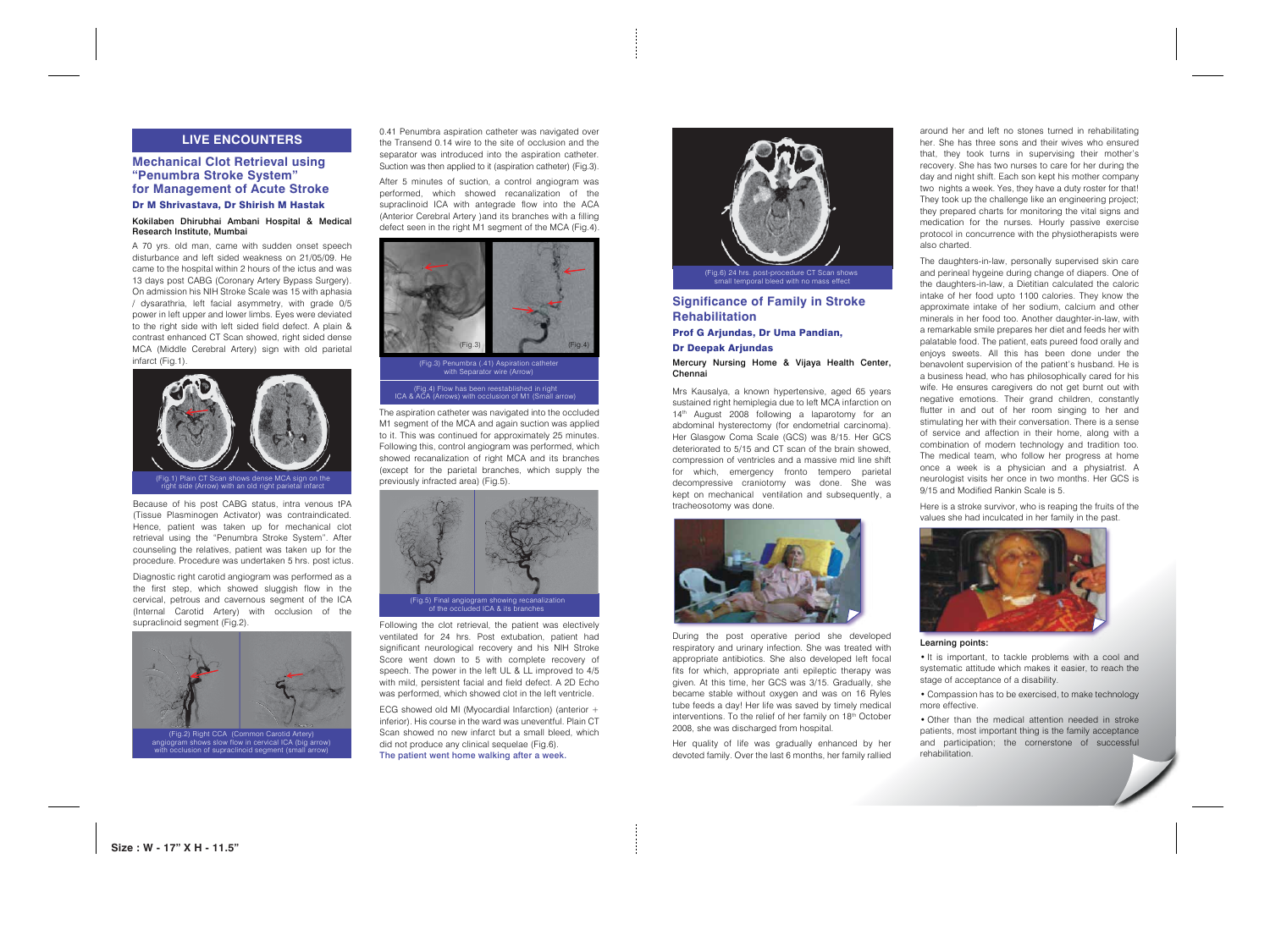## LIVE ENCOUNTERS

### Mechanical Clot Retrieval using "Penumbra Stroke System" for Management of Acute Stroke

**Dr M Shrivastava, Dr Shirish M Hastak**

**Kokilaben Dhirubhai Ambani Hospital & Medical Research Institute, Mumbai**

A 70 yrs. old man, came with sudden onset speech disturbance and left sided weakness on 21/05/09. He came to the hospital within 2 hours of the ictus and was 13 days post CABG (Coronary Artery Bypass Surgery). On admission his NIH Stroke Scale was 15 with aphasia / dysarathria, left facial asymmetry, with grade 0/5 power in left upper and lower limbs. Eyes were deviated to the right side with left sided field defect. A plain & contrast enhanced CT Scan showed, right sided dense MCA (Middle Cerebral Artery) sign with old parietal infarct (Fig.1).

(Fig.1) Plain CT Scan shows dense MCA sign on the right side (Arrow) with an old right parietal infarct

Because of his post CABG status, intra venous tPA (Tissue Plasminogen Activator) was contraindicated. Hence, patient was taken up for mechanical clot retrieval using the "Penumbra Stroke System". After counseling the relatives, patient was taken up for the procedure. Procedure was undertaken 5 hrs. post ictus.

Diagnostic right carotid angiogram was performed as a the first step, which showed sluggish flow in the cervical, petrous and cavernous segment of the ICA (Internal Carotid Artery) with occlusion of the supraclinoid segment (Fig.2).

(Fig.2) Right CCA (Common Carotid Artery) angiogram shows slow flow in cervical ICA (big arrow) with occlusion of supraclinoid segment (small arrow)

0.41 Penumbra aspiration catheter was navigated over the Transend 0.14 wire to the site of occlusion and the separator was introduced into the aspiration catheter. Suction was then applied to it (aspiration catheter) (Fig.3).

After 5 minutes of suction, a control angiogram was performed, which showed recanalization of the supraclinoid ICA with antegrade flow into the ACA (Anterior Cerebral Artery )and its branches with a filling defect seen in the right M1 segment of the MCA (Fig.4).

(Fig.3) Penumbra (.41) Aspiration catheter with Separator wire (Arrow)

(Fig.4) Flow has been reestablished in right ICA & ACA (Arrows) with occlusion of M1 (Small arrow)

The aspiration catheter was navigated into the occluded M1 segment of the MCA and again suction was applied to it. This was continued for approximately 25 minutes. Following this, control angiogram was performed, which showed recanalization of right MCA and its branches (except for the parietal branches, which supply the previously infracted area) (Fig.5).

(Fig.5) Final angiogram showing recanalization of the occluded ICA & its branches

Following the clot retrieval, the patient was electively ventilated for 24 hrs. Post extubation, patient had significant neurological recovery and his NIH Stroke Score went down to 5 with complete recovery of speech. The power in the left UL & LL improved to 4/5 with mild, persistent facial and field defect. A 2D Echo was performed, which showed clot in the left ventricle.

ECG showed old MI (Myocardial Infarction) (anterior + inferior). His course in the ward was uneventful. Plain CT Scan showed no new infarct but a small bleed, which did not produce any clinical sequelae (Fig.6).

**The patient went home walking after a week.**

(Fig.6) 24 hrs. post-procedure CT Scan shows small temporal bleed with no mass effect

### Significance of Family in Stroke Rehabilitation

**Prof G Arjundas, Dr Uma Pandian, Dr Deepak Arjundas**

**Mercury Nursing Home & Vijaya Health Center, Chennai**

Mrs Kausalya, a known hypertensive, aged 65 years sustained right hemiplegia due to left MCA infarction on 14th August 2008 following a laparotomy for an abdominal hysterectomy (for endometrial carcinoma). Her Glasgow Coma Scale (GCS) was 8/15. Her GCS deteriorated to 5/15 and CT scan of the brain showed, compression of ventricles and a massive mid line shift for which, emergency fronto tempero parietal decompressive craniotomy was done. She was kept on mechanical ventilation and subsequently, a tracheosotomy was done.

During the post operative period she developed respiratory and urinary infection. She was treated with appropriate antibiotics. She also developed left focal fits for which, appropriate anti epileptic therapy was given. At this time, her GCS was 3/15. Gradually, she became stable without oxygen and was on 16 Ryles tube feeds a day! Her life was saved by timely medical interventions. To the relief of her family on 18th October 2008, she was discharged from hospital.

Her quality of life was gradually enhanced by her devoted family. Over the last 6 months, her family rallied around her and left no stones turned in rehabilitating her. She has three sons and their wives who ensured that, they took turns in supervising their mother's recovery. She has two nurses to care for her during the day and night shift. Each son kept his mother company two nights a week. Yes, they have a duty roster for that! They took up the challenge like an engineering project; they prepared charts for monitoring the vital signs and medication for the nurses. Hourly passive exercise protocol in concurrence with the physiotherapists were also charted.

The daughters-in-law, personally supervised skin care and perineal hygeine during change of diapers. One of the daughters-in-law, a Dietitian calculated the caloric intake of her food upto 1100 calories. They know the approximate intake of her sodium, calcium and other minerals in her food too. Another daughter-in-law, with a remarkable smile prepares her diet and feeds her with palatable food. The patient, eats pureed food orally and enjoys sweets. All this has been done under the benavolent supervision of the patient's husband. He is a business head, who has philosophically cared for his wife. He ensures caregivers do not get burnt out with negative emotions. Their grand children, constantly flutter in and out of her room singing to her and stimulating her with their conversation. There is a sense of service and affection in their home, along with a combination of modern technology and tradition too. The medical team, who follow her progress at home once a week is a physician and a physiatrist. A neurologist visits her once in two months. Her GCS is 9/15 and Modified Rankin Scale is 5.

Here is a stroke survivor, who is reaping the fruits of the values she had inculcated in her family in the past.

**Learning points:**

- It is important, to tackle problems with a cool and systematic attitude which makes it easier, to reach the stage of acceptance of a disability.
- Compassion has to be exercised, to make technology more effective.
- Other than the medical attention needed in stroke patients, most important thing is the family acceptance and participation; the cornerstone of successful rehabilitation.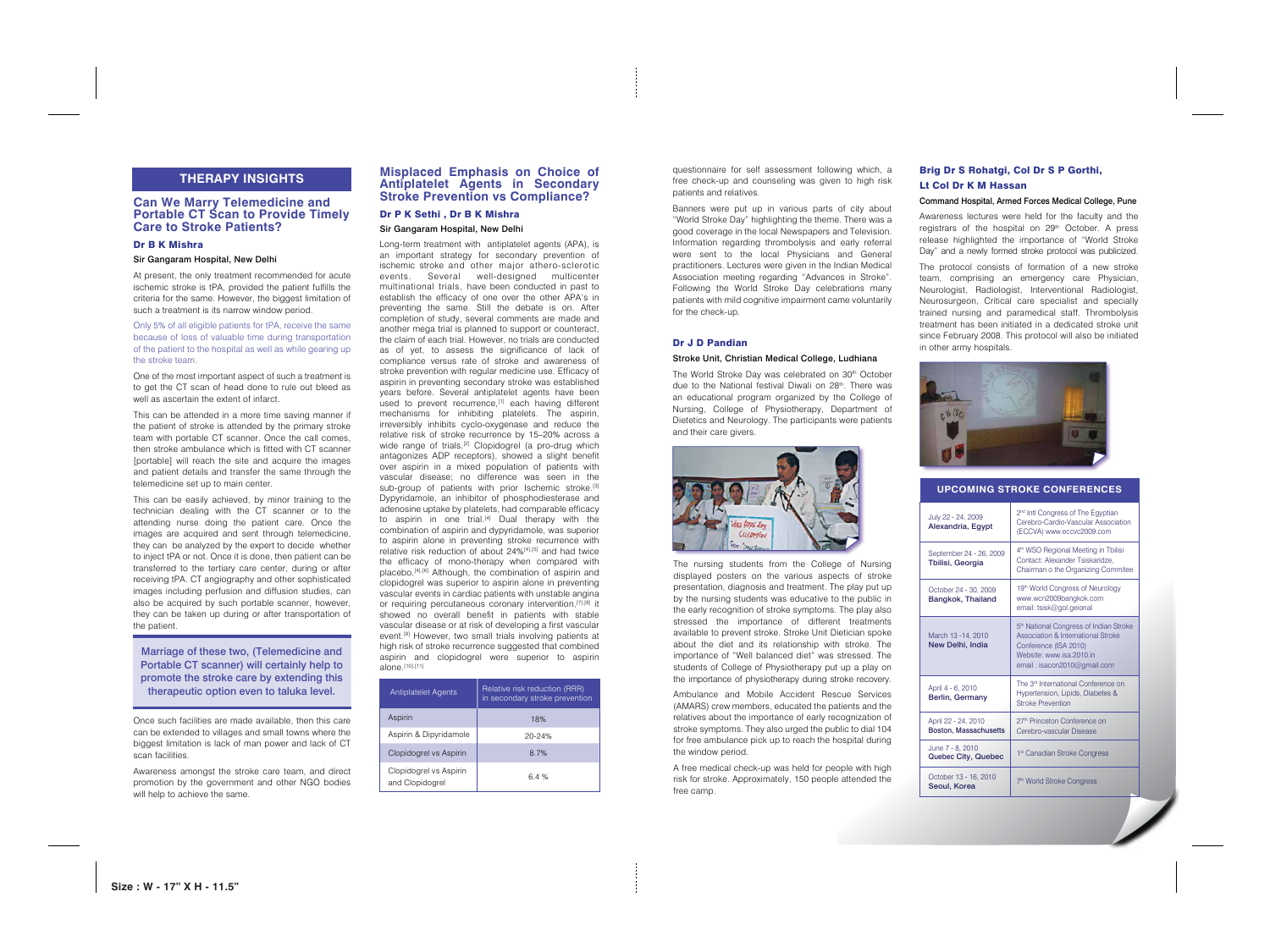## THERAPY INSIGHTS

### Can We Marry Telemedicine and Portable CT Scan to Provide Timely Care to Stroke Patients?

**Dr B K Mishra**

**Sir Gangaram Hospital, New Delhi**

At present, the only treatment recommended for acute ischemic stroke is tPA, provided the patient fulfills the criteria for the same. However, the biggest limitation of such a treatment is its narrow window period.

Only 5% of all eligible patients for tPA, receive the same because of loss of valuable time during transportation of the patient to the hospital as well as while gearing up the stroke team.

One of the most important aspect of such a treatment is to get the CT scan of head done to rule out bleed as well as ascertain the extent of infarct.

This can be attended in a more time saving manner if the patient of stroke is attended by the primary stroke team with portable CT scanner. Once the call comes, then stroke ambulance which is fitted with CT scanner [portable] will reach the site and acquire the images and patient details and transfer the same through the telemedicine set up to main center.

This can be easily achieved, by minor training to the technician dealing with the CT scanner or to the attending nurse doing the patient care. Once the images are acquired and sent through telemedicine, they can be analyzed by the expert to decide whether to inject tPA or not. Once it is done, then patient can be transferred to the tertiary care center, during or after receiving tPA. CT angiography and other sophisticated images including perfusion and diffusion studies, can also be acquired by such portable scanner, however, they can be taken up during or after transportation of the patient.

**Marriage of these two, (Telemedicine and Portable CT scanner) will certainly help to promote the stroke care by extending this therapeutic option even to taluka level.**

Once such facilities are made available, then this care can be extended to villages and small towns where the biggest limitation is lack of man power and lack of CT scan facilities.

Awareness amongst the stroke care team, and direct promotion by the government and other NGO bodies will help to achieve the same.

### Misplaced Emphasis on Choice of Antiplatelet Agents in Secondary Stroke Prevention vs Compliance?

**Dr P K Sethi , Dr B K Mishra**

**Sir Gangaram Hospital, New Delhi**

Long-term treatment with antiplatelet agents (APA), is an important strategy for secondary prevention of ischemic stroke and other major athero-sclerotic events. Several well-designed multicenter multinational trials, have been conducted in past to establish the efficacy of one over the other APA's in preventing the same. Still the debate is on. After completion of study, several comments are made and another mega trial is planned to support or counteract, the claim of each trial. However, no trials are conducted as of yet, to assess the significance of lack of compliance versus rate of stroke and awareness of stroke prevention with regular medicine use. Efficacy of aspirin in preventing secondary stroke was established years before. Several antiplatelet agents have been used to prevent recurrence,[1] each having different mechanisms for inhibiting platelets. The aspirin, irreversibly inhibits cyclo-oxygenase and reduce the relative risk of stroke recurrence by 15–20% across a wide range of trials.[2] Clopidogrel (a pro-drug which antagonizes ADP receptors), showed a slight benefit over aspirin in a mixed population of patients with vascular disease; no difference was seen in the sub-group of patients with prior Ischemic stroke.[3] Dypyridamole, an inhibitor of phosphodiesterase and adenosine uptake by platelets, had comparable efficacy to aspirin in one trial.[4] Dual therapy with the combination of aspirin and dypyridamole, was superior to aspirin alone in preventing stroke recurrence with relative risk reduction of about 24%[4],[5] and had twice the efficacy of mono-therapy when compared with placebo.[4],[6] Although, the combination of aspirin and clopidogrel was superior to aspirin alone in preventing vascular events in cardiac patients with unstable angina or requiring percutaneous coronary intervention,[7],[8] it showed no overall benefit in patients with stable vascular disease or at risk of developing a first vascular event.[9] However, two small trials involving patients at high risk of stroke recurrence suggested that combined aspirin and clopidogrel were superior to aspirin alone.[10],[11]

| Antiplatelet Agents | Relative risk reduction (RRR) in secondary stroke prevention |
|---|---|
| Aspirin | 18% |
| Aspirin & Dipyridamole | 20-24% |
| Clopidogrel vs Aspirin | 8.7% |
| Clopidogrel vs Aspirin and Clopidogrel | 6.4 % |

questionnaire for self assessment following which, a free check-up and counseling was given to high risk patients and relatives.

Banners were put up in various parts of city about "World Stroke Day" highlighting the theme. There was a good coverage in the local Newspapers and Television. Information regarding thrombolysis and early referral were sent to the local Physicians and General practitioners. Lectures were given in the Indian Medical Association meeting regarding "Advances in Stroke". Following the World Stroke Day celebrations many patients with mild cognitive impairment came voluntarily for the check-up.

**Dr J D Pandian**

**Stroke Unit, Christian Medical College, Ludhiana**

The World Stroke Day was celebrated on 30th October due to the National festival Diwali on 28th. There was an educational program organized by the College of Nursing, College of Physiotherapy, Department of Dietetics and Neurology. The participants were patients and their care givers.

The nursing students from the College of Nursing displayed posters on the various aspects of stroke presentation, diagnosis and treatment. The play put up by the nursing students was educative to the public in the early recognition of stroke symptoms. The play also stressed the importance of different treatments available to prevent stroke. Stroke Unit Dietician spoke about the diet and its relationship with stroke. The importance of "Well balanced diet" was stressed. The students of College of Physiotherapy put up a play on the importance of physiotherapy during stroke recovery.

Ambulance and Mobile Accident Rescue Services (AMARS) crew members, educated the patients and the relatives about the importance of early recognization of stroke symptoms. They also urged the public to dial 104 for free ambulance pick up to reach the hospital during the window period.

A free medical check-up was held for people with high risk for stroke. Approximately, 150 people attended the free camp.

**Brig Dr S Rohatgi, Col Dr S P Gorthi, Lt Col Dr K M Hassan**

**Command Hospital, Armed Forces Medical College, Pune**

Awareness lectures were held for the faculty and the registrars of the hospital on 29th October. A press release highlighted the importance of "World Stroke Day" and a newly formed stroke protocol was publicized.

The protocol consists of formation of a new stroke team, comprising an emergency care Physician, Neurologist, Radiologist, Interventional Radiologist, Neurosurgeon, Critical care specialist and specially trained nursing and paramedical staff. Thrombolysis treatment has been initiated in a dedicated stroke unit since February 2008. This protocol will also be initiated in other army hospitals.

## UPCOMING STROKE CONFERENCES

| | |
|---|---|
| July 22 - 24, 2009 **Alexandria, Egypt** | 2nd Intl Congress of The Egyptian Cerebro-Cardio-Vascular Association (ECCVA) www.eccvc2009.com |
| September 24 - 26, 2009 **Tbilisi, Georgia** | 4th WSO Regional Meeting in Tbilisi Contact: Alexander Tsiskaridze, Chairman o the Organizing Commitee |
| October 24 - 30, 2009 **Bangkok, Thailand** | 19th World Congress of Neurology www.wcn2009bangkok.com email: tsisk@gol.geional |
| March 13 -14, 2010 **New Delhi, India** | 5th National Congress of Indian Stroke Association & International Stroke Conference (ISA 2010) Website: www.isa.2010.in email : isacon2010@gmail.com |
| April 4 - 6, 2010 **Berlin, Germany** | The 3rd International Conference on Hypertension, Lipids, Diabetes & Stroke Prevention |
| April 22 - 24, 2010 **Boston, Massachusetts** | 27th Princeton Conference on Cerebro-vascular Disease |
| June 7 - 8, 2010 **Quebec City, Quebec** | 1st Canadian Stroke Congress |
| October 13 - 16, 2010 **Seoul, Korea** | 7th World Stroke Congress |